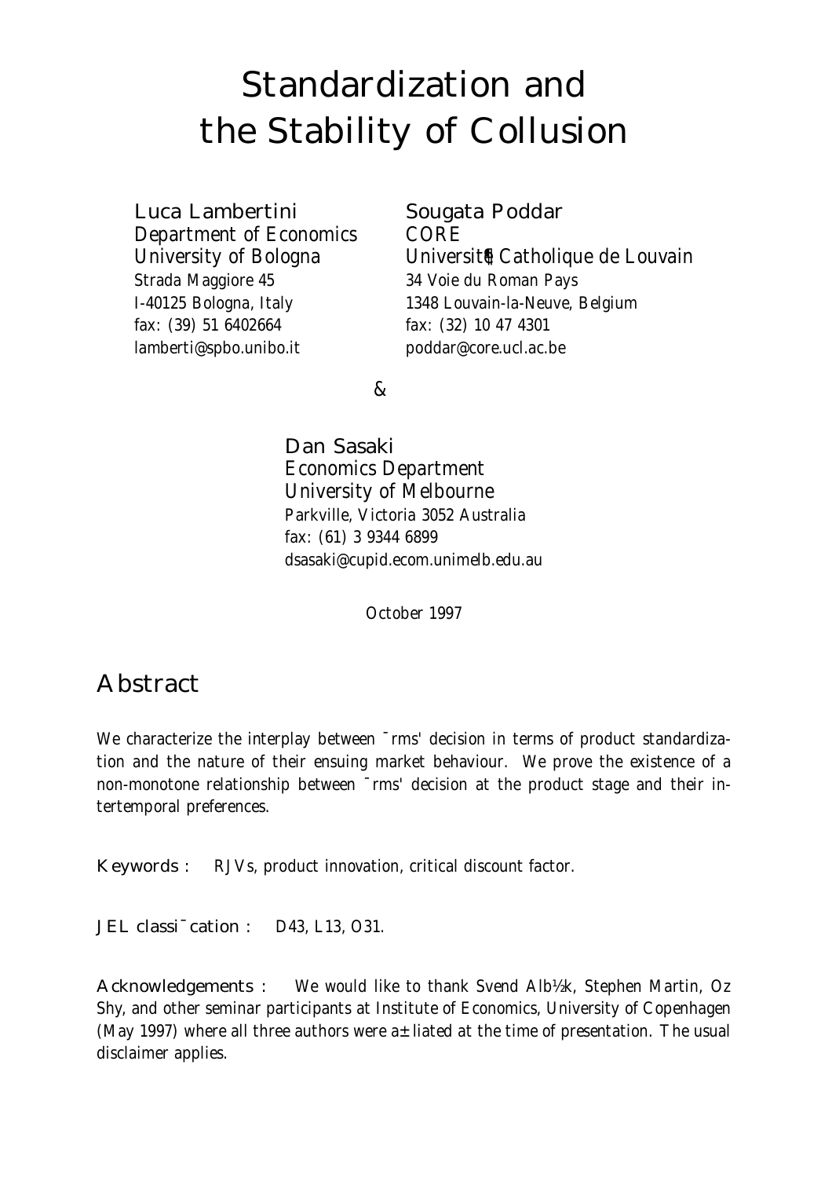# Standardization and the Stability of Collusion

**Luca Lambertini**
Department of Economics
University of Bologna
Strada Maggiore 45
I-40125 Bologna, Italy
fax: (39) 51 6402664
lamberti@spbo.unibo.it

**Sougata Poddar**
CORE
Université Catholique de Louvain
34 Voie du Roman Pays
1348 Louvain-la-Neuve, Belgium
fax: (32) 10 47 4301
poddar@core.ucl.ac.be

&

**Dan Sasaki**
Economics Department
University of Melbourne
Parkville, Victoria 3052 Australia
fax: (61) 3 9344 6899
dsasaki@cupid.ecom.unimelb.edu.au

October 1997

## Abstract

We characterize the interplay between firms' decision in terms of product standardization and the nature of their ensuing market behaviour. We prove the existence of a non-monotone relationship between firms' decision at the product stage and their intertemporal preferences.

**Keywords :** RJVs, product innovation, critical discount factor.

**JEL classification :** D43, L13, O31.

**Acknowledgements :** We would like to thank Svend Albæk, Stephen Martin, Oz Shy, and other seminar participants at Institute of Economics, University of Copenhagen (May 1997) where all three authors were affiliated at the time of presentation. The usual disclaimer applies.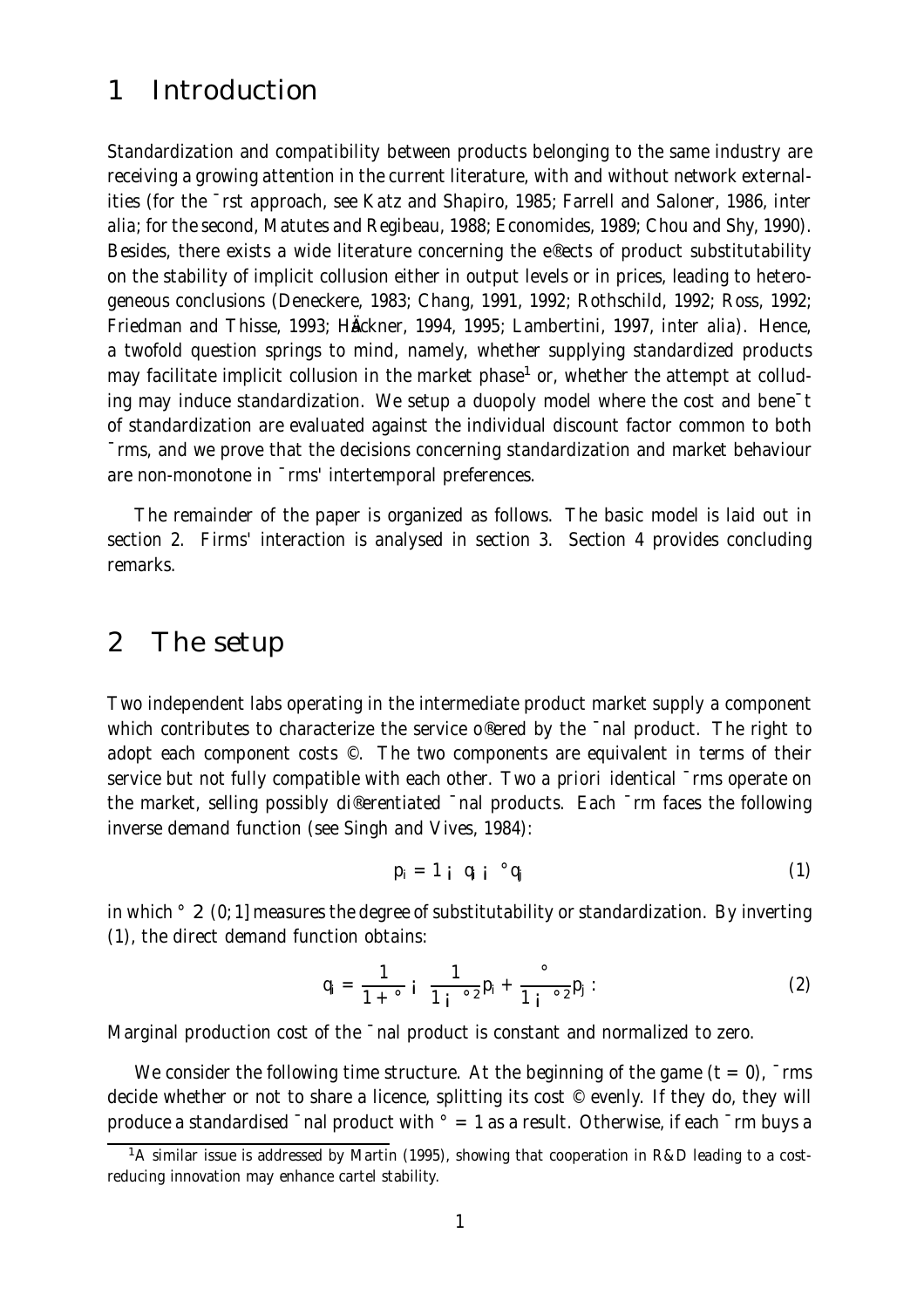# 1 Introduction

Standardization and compatibility between products belonging to the same industry are receiving a growing attention in the current literature, with and without network externalities (for the first approach, see Katz and Shapiro, 1985; Farrell and Saloner, 1986, *inter alia*; for the second, Matutes and Regibeau, 1988; Economides, 1989; Chou and Shy, 1990). Besides, there exists a wide literature concerning the effects of product substitutability on the stability of implicit collusion either in output levels or in prices, leading to heterogeneous conclusions (Deneckere, 1983; Chang, 1991, 1992; Rothschild, 1992; Ross, 1992; Friedman and Thisse, 1993; Häckner, 1994, 1995; Lambertini, 1997, *inter alia*). Hence, a twofold question springs to mind, namely, whether supplying standardized products may facilitate implicit collusion in the market phase[1] or, whether the attempt at colluding may induce standardization. We setup a duopoly model where the cost and benefit of standardization are evaluated against the individual discount factor common to both firms, and we prove that the decisions concerning standardization and market behaviour are non-monotone in firms' intertemporal preferences.

The remainder of the paper is organized as follows. The basic model is laid out in section 2. Firms' interaction is analysed in section 3. Section 4 provides concluding remarks.

# 2 The setup

Two independent labs operating in the intermediate product market supply a component which contributes to characterize the service offered by the final product. The right to adopt each component costs $\odot$. The two components are equivalent in terms of their service but not fully compatible with each other. Two *a priori* identical firms operate on the market, selling possibly differentiated final products. Each firm faces the following inverse demand function (see Singh and Vives, 1984):

$$p_i = 1 - q_i - \gamma q_j \tag{1}$$

in which $\gamma \in (0; 1]$ measures the degree of substitutability or standardization. By inverting (1), the direct demand function obtains:

$$q_i = \frac{1}{1+\gamma} - \frac{1}{1-\gamma^2} p_i + \frac{\gamma}{1-\gamma^2} p_j : \tag{2}$$

Marginal production cost of the final product is constant and normalized to zero.

We consider the following time structure. At the beginning of the game ($t = 0$), firms decide whether or not to share a licence, splitting its cost $\odot$ evenly. If they do, they will produce a standardised final product with $\gamma = 1$ as a result. Otherwise, if each firm buys a

[1] A similar issue is addressed by Martin (1995), showing that cooperation in R&D leading to a cost-reducing innovation may enhance cartel stability.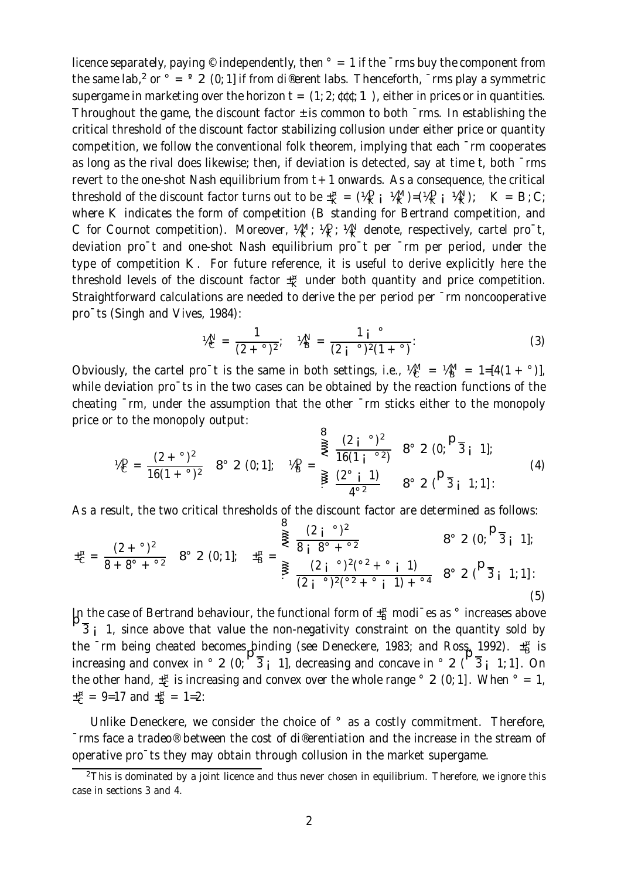licence separately, paying $\Phi$ independently, then $\gamma = 1$ if the firms buy the component from the same lab,[2] or $\gamma = \underline{\gamma} \in (0, 1]$ if from different labs. Thenceforth, firms play a symmetric supergame in marketing over the horizon $t = (1, 2, \ldots, \infty)$, either in prices or in quantities. Throughout the game, the discount factor $\delta$ is common to both firms. In establishing the critical threshold of the discount factor stabilizing collusion under either price or quantity competition, we follow the conventional folk theorem, implying that each firm cooperates as long as the rival does likewise; then, if deviation is detected, say at time $t$, both firms revert to the one-shot Nash equilibrium from $t+1$ onwards. As a consequence, the critical threshold of the discount factor turns out to be $\delta_K^* = (\pi_K^D - \pi_K^M)/(\pi_K^D - \pi_K^N)$; $K = B, C$; where $K$ indicates the form of competition ($B$ standing for Bertrand competition, and $C$ for Cournot competition). Moreover, $\pi_K^M, \pi_K^D, \pi_K^N$ denote, respectively, cartel profit, deviation profit and one-shot Nash equilibrium profit per firm per period, under the type of competition $K$. For future reference, it is useful to derive explicitly here the threshold levels of the discount factor $\delta_K^*$ under both quantity and price competition. Straightforward calculations are needed to derive the per period per firm noncooperative profits (Singh and Vives, 1984):

$$\pi_C^N = \frac{1}{(2+\gamma)^2}; \quad \pi_B^N = \frac{1-\gamma}{(2-\gamma)^2(1+\gamma)}. \tag{3}$$

Obviously, the cartel profit is the same in both settings, i.e., $\pi_C^M = \pi_B^M = 1/[4(1+\gamma)]$, while deviation profits in the two cases can be obtained by the reaction functions of the cheating firm, under the assumption that the other firm sticks either to the monopoly price or to the monopoly output:

$$\pi_C^D = \frac{(2+\gamma)^2}{16(1+\gamma)^2} \quad \forall \gamma \in (0,1]; \quad \pi_B^D = \begin{cases} \dfrac{(2-\gamma)^2}{16(1-\gamma^2)} & \forall \gamma \in (0, \sqrt{3}-1]; \\[2ex] \dfrac{(2\gamma-1)}{4\gamma^2} & \forall \gamma \in (\sqrt{3}-1, 1]. \end{cases} \tag{4}$$

As a result, the two critical thresholds of the discount factor are determined as follows:

$$\delta_C^* = \frac{(2+\gamma)^2}{8+8\gamma+\gamma^2} \quad \forall \gamma \in (0,1]; \quad \delta_B^* = \begin{cases} \dfrac{(2-\gamma)^2}{8-8\gamma+\gamma^2} & \forall \gamma \in (0, \sqrt{3}-1]; \\[2ex] \dfrac{(2-\gamma)^2(\gamma^2+\gamma-1)}{(2-\gamma)^2(\gamma^2+\gamma-1)+\gamma^4} & \forall \gamma \in (\sqrt{3}-1, 1]. \end{cases} \tag{5}$$

In the case of Bertrand behaviour, the functional form of $\delta_B^*$ modifies as $\gamma$ increases above $\sqrt{3}-1$, since above that value the non-negativity constraint on the quantity sold by the firm being cheated becomes binding (see Deneckere, 1983; and Ross, 1992). $\delta_B^*$ is increasing and convex in $\gamma \in (0, \sqrt{3}-1]$, decreasing and concave in $\gamma \in (\sqrt{3}-1, 1]$. On the other hand, $\delta_C^*$ is increasing and convex over the whole range $\gamma \in (0, 1]$. When $\gamma = 1$, $\delta_C^* = 9/17$ and $\delta_B^* = 1/2$.

Unlike Deneckere, we consider the choice of $\gamma$ as a costly commitment. Therefore, firms face a tradeoff between the cost of differentiation and the increase in the stream of operative profits they may obtain through collusion in the market supergame.

[2] This is dominated by a joint licence and thus never chosen in equilibrium. Therefore, we ignore this case in sections 3 and 4.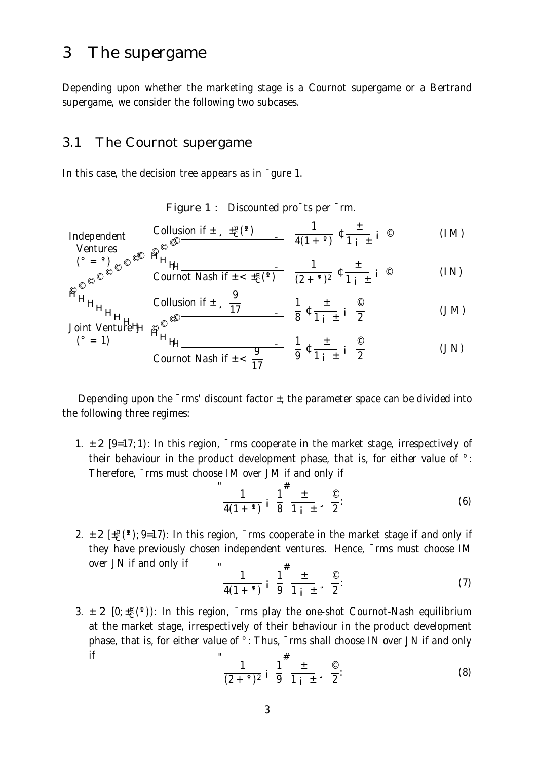## 3 The supergame

Depending upon whether the marketing stage is a Cournot supergame or a Bertrand supergame, we consider the following two subcases.

### 3.1 The Cournot supergame

In this case, the decision tree appears as in figure 1.

Figure 1 : Discounted profits per firm.

| First stage | Market stage | Discounted profits per firm | |
|---|---|---|---|
| Independent Ventures ($\gamma = \Psi$) | Collusion if $\delta \geq \delta_C^*(\Psi)$ | $\frac{1}{4(1+\Psi)} \cdot \frac{\delta}{1-\delta} - \Phi$ | (IM) |
| | Cournot Nash if $\delta < \delta_C^*(\Psi)$ | $\frac{1}{(2+\Psi)^2} \cdot \frac{\delta}{1-\delta} - \Phi$ | (IN) |
| Joint Venture ($\gamma = 1$) | Collusion if $\delta \geq \frac{9}{17}$ | $\frac{1}{8} \cdot \frac{\delta}{1-\delta} - \frac{\Phi}{2}$ | (JM) |
| | Cournot Nash if $\delta < \frac{9}{17}$ | $\frac{1}{9} \cdot \frac{\delta}{1-\delta} - \frac{\Phi}{2}$ | (JN) |

Depending upon the firms' discount factor $\delta$, the parameter space can be divided into the following three regimes:

1. $\delta \in [9/17, 1)$: In this region, firms cooperate in the market stage, irrespectively of their behaviour in the product development phase, that is, for either value of $\gamma$. Therefore, firms must choose IM over JM if and only if

$$\left[\frac{1}{4(1+\Psi)} - \frac{1}{8}\right] \frac{\delta}{1-\delta} \geq \frac{\Phi}{2}. \tag{6}$$

2. $\delta \in [\delta_C^*(\Psi), 9/17)$: In this region, firms cooperate in the market stage if and only if they have previously chosen independent ventures. Hence, firms must choose IM over JN if and only if

$$\left[\frac{1}{4(1+\Psi)} - \frac{1}{9}\right] \frac{\delta}{1-\delta} \geq \frac{\Phi}{2}. \tag{7}$$

3. $\delta \in [0, \delta_C^*(\Psi))$: In this region, firms play the one-shot Cournot-Nash equilibrium at the market stage, irrespectively of their behaviour in the product development phase, that is, for either value of $\gamma$. Thus, firms shall choose IN over JN if and only if

$$\left[\frac{1}{(2+\Psi)^2} - \frac{1}{9}\right] \frac{\delta}{1-\delta} \geq \frac{\Phi}{2}. \tag{8}$$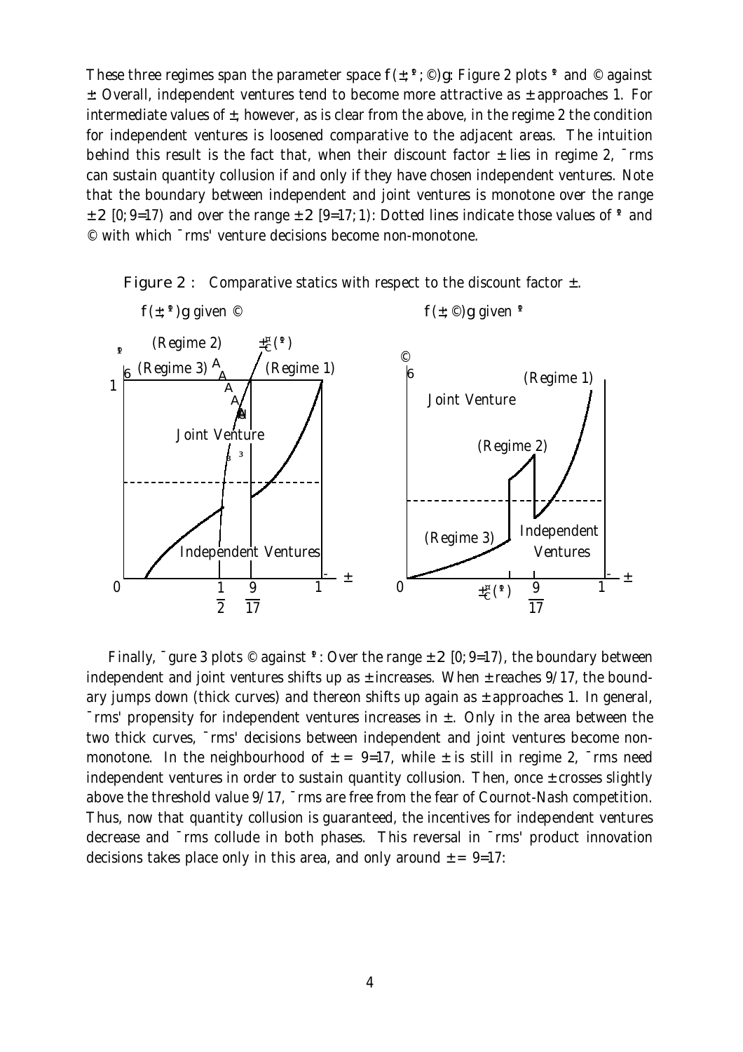These three regimes span the parameter space $\{(\delta, \mu, \gamma)\}$. Figure 2 plots $\mu$ and $\gamma$ against $\delta$. Overall, independent ventures tend to become more attractive as $\delta$ approaches 1. For intermediate values of $\delta$, however, as is clear from the above, in the regime 2 the condition for independent ventures is loosened comparative to the adjacent areas. The intuition behind this result is the fact that, when their discount factor $\delta$ lies in regime 2, firms can sustain quantity collusion if and only if they have chosen independent ventures. Note that the boundary between independent and joint ventures is monotone over the range $\delta \in [0, 9/17)$ and over the range $\delta \in [9/17, 1)$. Dotted lines indicate those values of $\mu$ and $\gamma$ with which firms' venture decisions become non-monotone.

**Figure 2 :** Comparative statics with respect to the discount factor $\delta$.

Finally, figure 3 plots $\gamma$ against $\mu$. Over the range $\delta \in [0, 9/17)$, the boundary between independent and joint ventures shifts up as $\delta$ increases. When $\delta$ reaches 9/17, the boundary jumps down (thick curves) and thereon shifts up again as $\delta$ approaches 1. In general, firms' propensity for independent ventures increases in $\delta$. Only in the area between the two thick curves, firms' decisions between independent and joint ventures become non-monotone. In the neighbourhood of $\delta = 9/17$, while $\delta$ is still in regime 2, firms need independent ventures in order to sustain quantity collusion. Then, once $\delta$ crosses slightly above the threshold value 9/17, firms are free from the fear of Cournot-Nash competition. Thus, now that quantity collusion is guaranteed, the incentives for independent ventures decrease and firms collude in both phases. This reversal in firms' product innovation decisions takes place only in this area, and only around $\delta = 9/17$.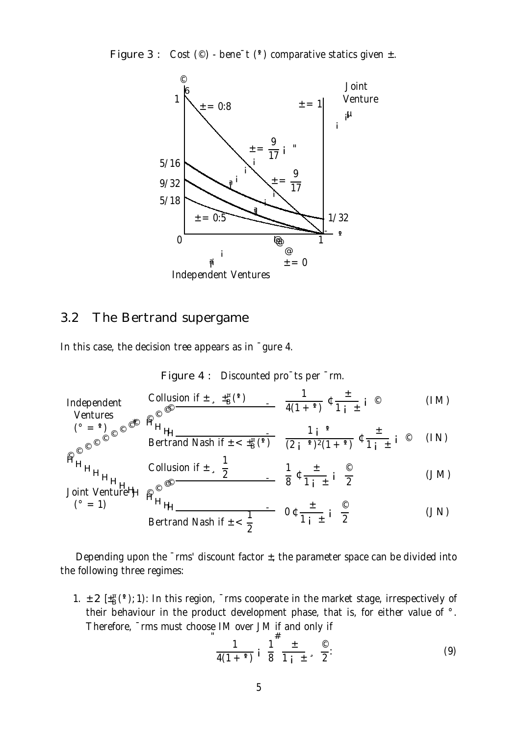**Figure 3 :** Cost ($\kappa$) - benefit ($\theta$) comparative statics given $\delta$.

## 3.2 The Bertrand supergame

In this case, the decision tree appears as in figure 4.

**Figure 4 :** Discounted profits per firm.

Independent Ventures ($\gamma = \theta$):

- Collusion if $\delta \geq \delta_B^*(\theta)$ → $\frac{1}{4(1+\theta)} \cdot \frac{\delta}{1-\delta} - \kappa$ (IM)
- Bertrand Nash if $\delta < \delta_B^*(\theta)$ → $\frac{1-\theta}{(2-\theta)^2(1+\theta)} \cdot \frac{\delta}{1-\delta} - \kappa$ (IN)

Joint Venture ($\gamma = 1$):

- Collusion if $\delta \geq \frac{1}{2}$ → $\frac{1}{8} \cdot \frac{\delta}{1-\delta} - \frac{\kappa}{2}$ (JM)
- Bertrand Nash if $\delta < \frac{1}{2}$ → $0 \cdot \frac{\delta}{1-\delta} - \frac{\kappa}{2}$ (JN)

Depending upon the firms' discount factor $\delta$, the parameter space can be divided into the following three regimes:

1. $\delta \in [\delta_B^*(\theta); 1)$: In this region, firms cooperate in the market stage, irrespectively of their behaviour in the product development phase, that is, for either value of $\gamma$. Therefore, firms must choose IM over JM if and only if

$$\left[\frac{1}{4(1+\theta)} - \frac{1}{8}\right]\frac{\delta}{1-\delta} \geq \frac{\kappa}{2}. \tag{9}$$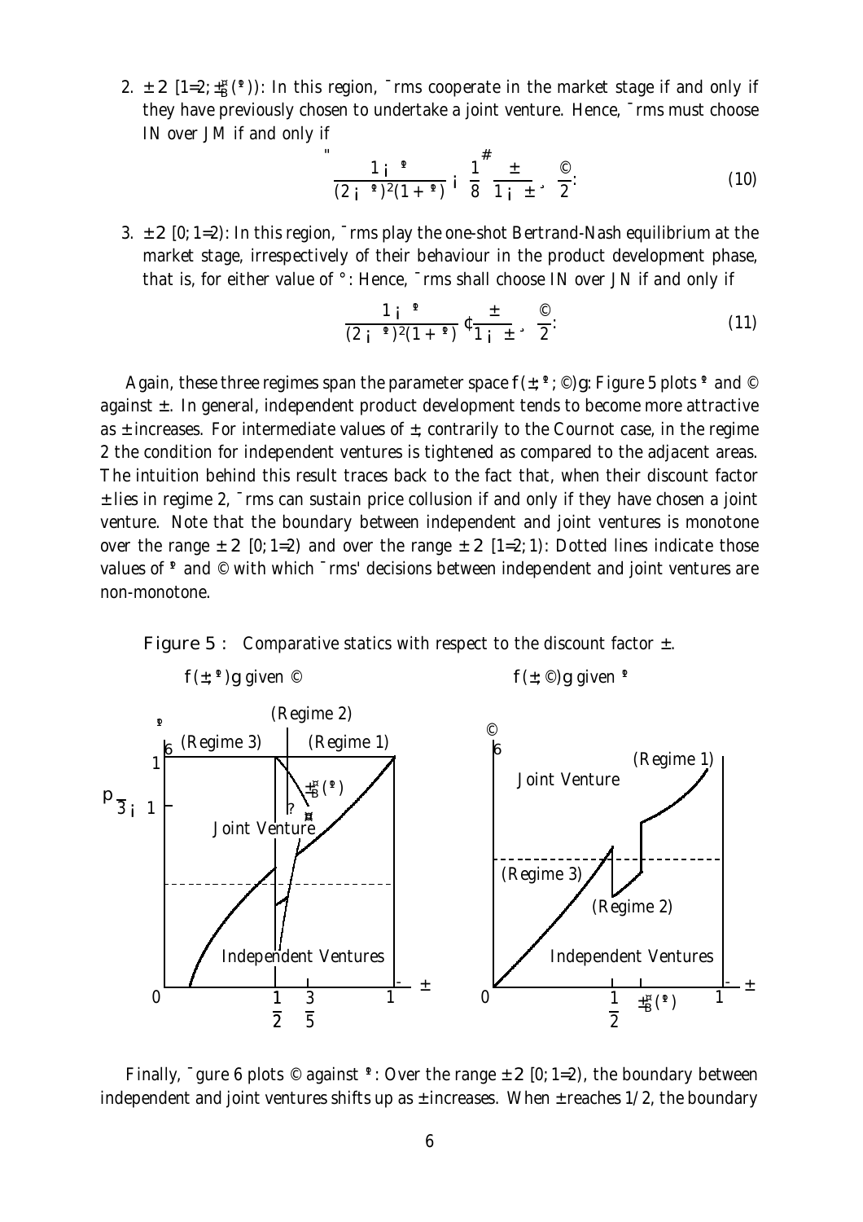2. $\delta \in [1/2, \delta^*_B(\nu))$: In this region, firms cooperate in the market stage if and only if they have previously chosen to undertake a joint venture. Hence, firms must choose IN over JM if and only if

$$\left[\frac{1-\nu}{(2-\nu)^2(1+\nu)} - \frac{1}{8}\right]\frac{\delta}{1-\delta} \geq \frac{\Phi}{2}. \tag{10}$$

3. $\delta \in [0, 1/2)$: In this region, firms play the one-shot Bertrand-Nash equilibrium at the market stage, irrespectively of their behaviour in the product development phase, that is, for either value of $\gamma$. Hence, firms shall choose IN over JN if and only if

$$\frac{1-\nu}{(2-\nu)^2(1+\nu)} \cdot \frac{\delta}{1-\delta} \geq \frac{\Phi}{2}. \tag{11}$$

Again, these three regimes span the parameter space $\{(\delta, \nu, \Phi)\}$. Figure 5 plots $\nu$ and $\Phi$ against $\delta$. In general, independent product development tends to become more attractive as $\delta$ increases. For intermediate values of $\delta$, contrarily to the Cournot case, in the regime 2 the condition for independent ventures is tightened as compared to the adjacent areas. The intuition behind this result traces back to the fact that, when their discount factor $\delta$ lies in regime 2, firms can sustain price collusion if and only if they have chosen a joint venture. Note that the boundary between independent and joint ventures is monotone over the range $\delta \in [0, 1/2)$ and over the range $\delta \in [1/2, 1)$. Dotted lines indicate those values of $\nu$ and $\Phi$ with which firms' decisions between independent and joint ventures are non-monotone.

**Figure 5 :** Comparative statics with respect to the discount factor $\delta$.

$\{(\delta, \nu)\}$ given $\Phi$ $\qquad\qquad$ $\{(\delta, \Phi)\}$ given $\nu$

Finally, figure 6 plots $\Phi$ against $\nu$. Over the range $\delta \in [0, 1/2)$, the boundary between independent and joint ventures shifts up as $\delta$ increases. When $\delta$ reaches 1/2, the boundary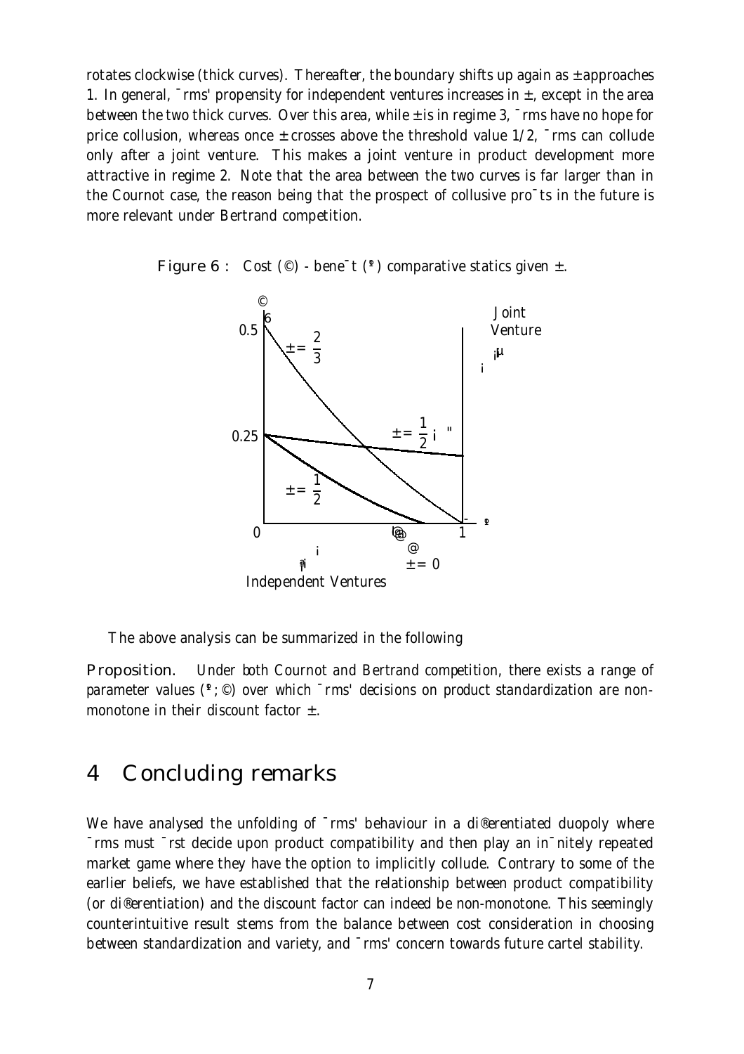rotates clockwise (thick curves). Thereafter, the boundary shifts up again as $\delta$ approaches 1. In general, firms' propensity for independent ventures increases in $\delta$, except in the area between the two thick curves. Over this area, while $\delta$ is in regime 3, firms have no hope for price collusion, whereas once $\delta$ crosses above the threshold value 1/2, firms can collude only after a joint venture. This makes a joint venture in product development more attractive in regime 2. Note that the area between the two curves is far larger than in the Cournot case, the reason being that the prospect of collusive profits in the future is more relevant under Bertrand competition.

**Figure 6 :** Cost ($\Phi$) - benefit ($\Psi$) comparative statics given $\delta$.

The above analysis can be summarized in the following

**Proposition.** *Under both Cournot and Bertrand competition, there exists a range of parameter values ($\Psi$; $\Phi$) over which firms' decisions on product standardization are non-monotone in their discount factor $\delta$.*

## 4 Concluding remarks

We have analysed the unfolding of firms' behaviour in a differentiated duopoly where firms must first decide upon product compatibility and then play an infinitely repeated market game where they have the option to implicitly collude. Contrary to some of the earlier beliefs, we have established that the relationship between product compatibility (or differentiation) and the discount factor can indeed be non-monotone. This seemingly counterintuitive result stems from the balance between cost consideration in choosing between standardization and variety, and firms' concern towards future cartel stability.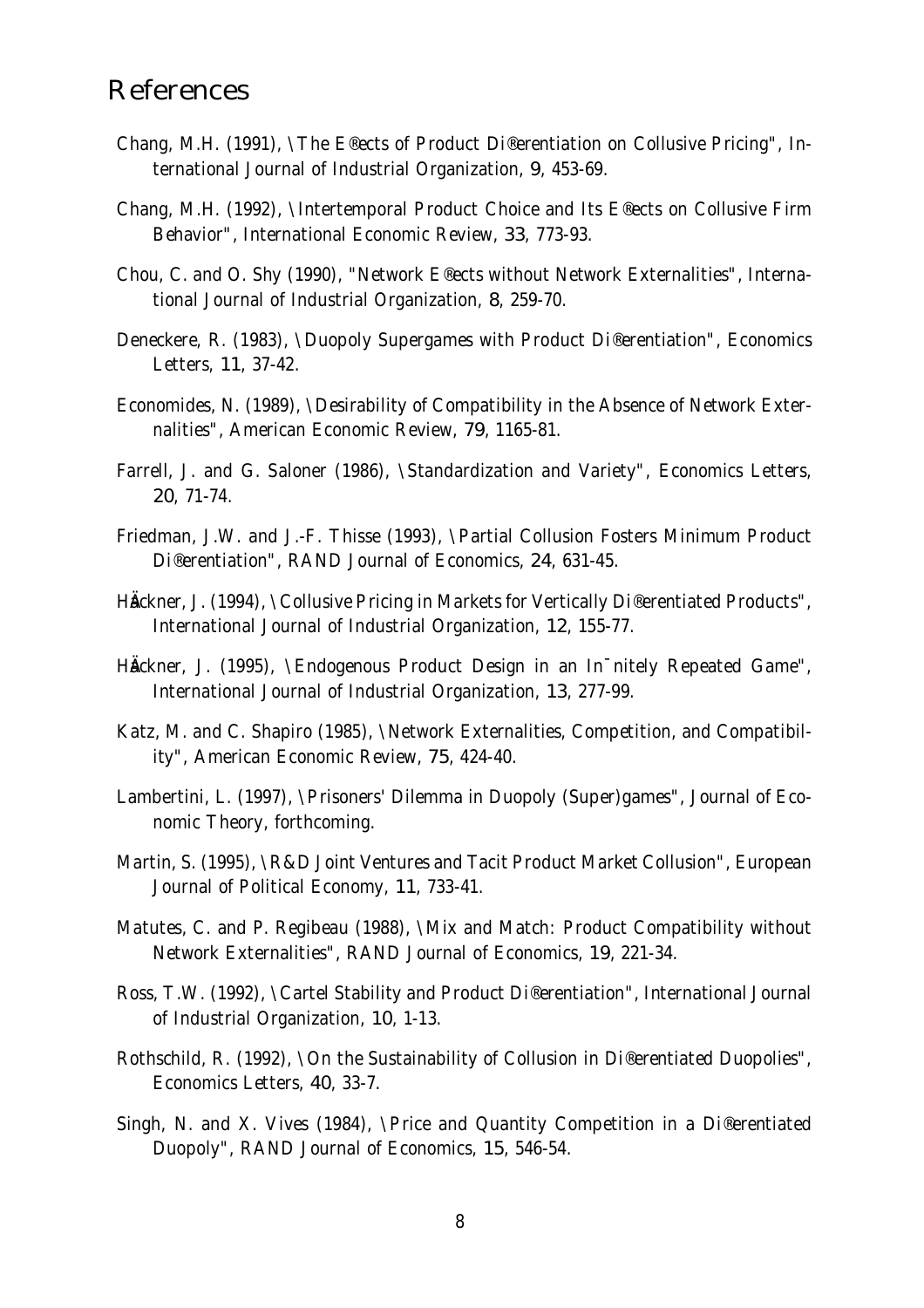# References

Chang, M.H. (1991), "The Effects of Product Differentiation on Collusive Pricing", *International Journal of Industrial Organization*, **9**, 453-69.

Chang, M.H. (1992), "Intertemporal Product Choice and Its Effects on Collusive Firm Behavior", *International Economic Review*, **33**, 773-93.

Chou, C. and O. Shy (1990), "Network Effects without Network Externalities", *International Journal of Industrial Organization*, **8**, 259-70.

Deneckere, R. (1983), "Duopoly Supergames with Product Differentiation", *Economics Letters*, **11**, 37-42.

Economides, N. (1989), "Desirability of Compatibility in the Absence of Network Externalities", *American Economic Review*, **79**, 1165-81.

Farrell, J. and G. Saloner (1986), "Standardization and Variety", *Economics Letters*, **20**, 71-74.

Friedman, J.W. and J.-F. Thisse (1993), "Partial Collusion Fosters Minimum Product Differentiation", *RAND Journal of Economics*, **24**, 631-45.

Häckner, J. (1994), "Collusive Pricing in Markets for Vertically Differentiated Products", *International Journal of Industrial Organization*, **12**, 155-77.

Häckner, J. (1995), "Endogenous Product Design in an Infinitely Repeated Game", *International Journal of Industrial Organization*, **13**, 277-99.

Katz, M. and C. Shapiro (1985), "Network Externalities, Competition, and Compatibility", *American Economic Review*, **75**, 424-40.

Lambertini, L. (1997), "Prisoners' Dilemma in Duopoly (Super)games", *Journal of Economic Theory*, forthcoming.

Martin, S. (1995), "R&D Joint Ventures and Tacit Product Market Collusion", *European Journal of Political Economy*, **11**, 733-41.

Matutes, C. and P. Regibeau (1988), "Mix and Match: Product Compatibility without Network Externalities", *RAND Journal of Economics*, **19**, 221-34.

Ross, T.W. (1992), "Cartel Stability and Product Differentiation", *International Journal of Industrial Organization*, **10**, 1-13.

Rothschild, R. (1992), "On the Sustainability of Collusion in Differentiated Duopolies", *Economics Letters*, **40**, 33-7.

Singh, N. and X. Vives (1984), "Price and Quantity Competition in a Differentiated Duopoly", *RAND Journal of Economics*, **15**, 546-54.